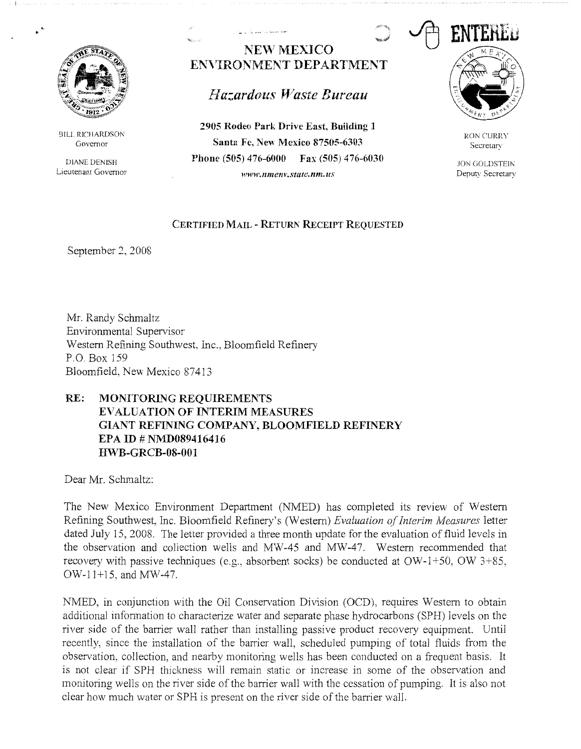# NEW MEXICO ENVIRONMENT DEPARTMENT

## *Hazardous Waste Bureau*

**2905 Rodeo Park Drive East, Building 1**
**Santa Fe, New Mexico 87505-6303**
**Phone (505) 476-6000 Fax (505) 476-6030**
*www.nmenv.state.nm.us*

BILL RICHARDSON
Governor

DIANE DENISH
Lieutenant Governor

RON CURRY
Secretary

JON GOLDSTEIN
Deputy Secretary

ENTERED

CERTIFIED MAIL - RETURN RECEIPT REQUESTED

September 2, 2008

Mr. Randy Schmaltz
Environmental Supervisor
Western Refining Southwest, Inc., Bloomfield Refinery
P.O. Box 159
Bloomfield, New Mexico 87413

**RE: MONITORING REQUIREMENTS**
**EVALUATION OF INTERIM MEASURES**
**GIANT REFINING COMPANY, BLOOMFIELD REFINERY**
**EPA ID # NMD089416416**
**HWB-GRCB-08-001**

Dear Mr. Schmaltz:

The New Mexico Environment Department (NMED) has completed its review of Western Refining Southwest, Inc. Bloomfield Refinery's (Western) *Evaluation of Interim Measures* letter dated July 15, 2008. The letter provided a three month update for the evaluation of fluid levels in the observation and collection wells and MW-45 and MW-47. Western recommended that recovery with passive techniques (e.g., absorbent socks) be conducted at OW-1+50, OW 3+85, OW-11+15, and MW-47.

NMED, in conjunction with the Oil Conservation Division (OCD), requires Western to obtain additional information to characterize water and separate phase hydrocarbons (SPH) levels on the river side of the barrier wall rather than installing passive product recovery equipment. Until recently, since the installation of the barrier wall, scheduled pumping of total fluids from the observation, collection, and nearby monitoring wells has been conducted on a frequent basis. It is not clear if SPH thickness will remain static or increase in some of the observation and monitoring wells on the river side of the barrier wall with the cessation of pumping. It is also not clear how much water or SPH is present on the river side of the barrier wall.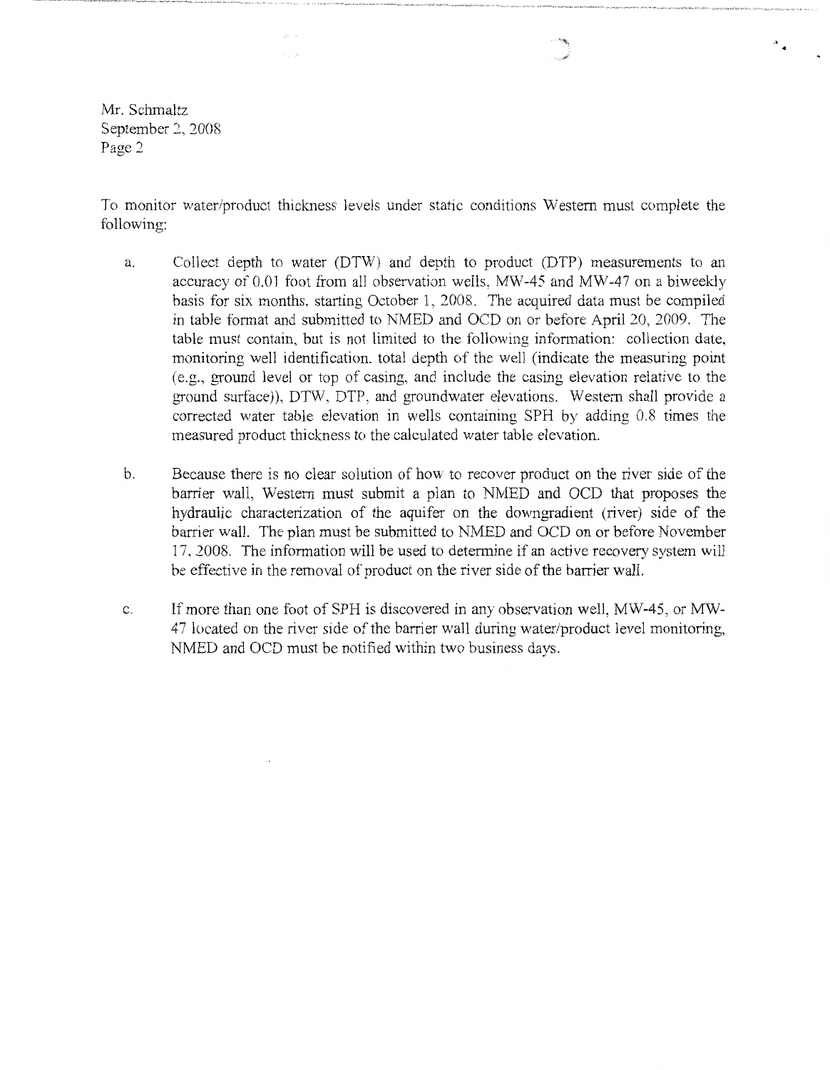To monitor water/product thickness levels under static conditions Western must complete the following:

a. Collect depth to water (DTW) and depth to product (DTP) measurements to an accuracy of 0.01 foot from all observation wells, MW-45 and MW-47 on a biweekly basis for six months, starting October 1, 2008. The acquired data must be compiled in table format and submitted to NMED and OCD on or before April 20, 2009. The table must contain, but is not limited to the following information: collection date, monitoring well identification, total depth of the well (indicate the measuring point (e.g., ground level or top of casing, and include the casing elevation relative to the ground surface)), DTW, DTP, and groundwater elevations. Western shall provide a corrected water table elevation in wells containing SPH by adding 0.8 times the measured product thickness to the calculated water table elevation.

b. Because there is no clear solution of how to recover product on the river side of the barrier wall, Western must submit a plan to NMED and OCD that proposes the hydraulic characterization of the aquifer on the downgradient (river) side of the barrier wall. The plan must be submitted to NMED and OCD on or before November 17, 2008. The information will be used to determine if an active recovery system will be effective in the removal of product on the river side of the barrier wall.

c. If more than one foot of SPH is discovered in any observation well, MW-45, or MW-47 located on the river side of the barrier wall during water/product level monitoring, NMED and OCD must be notified within two business days.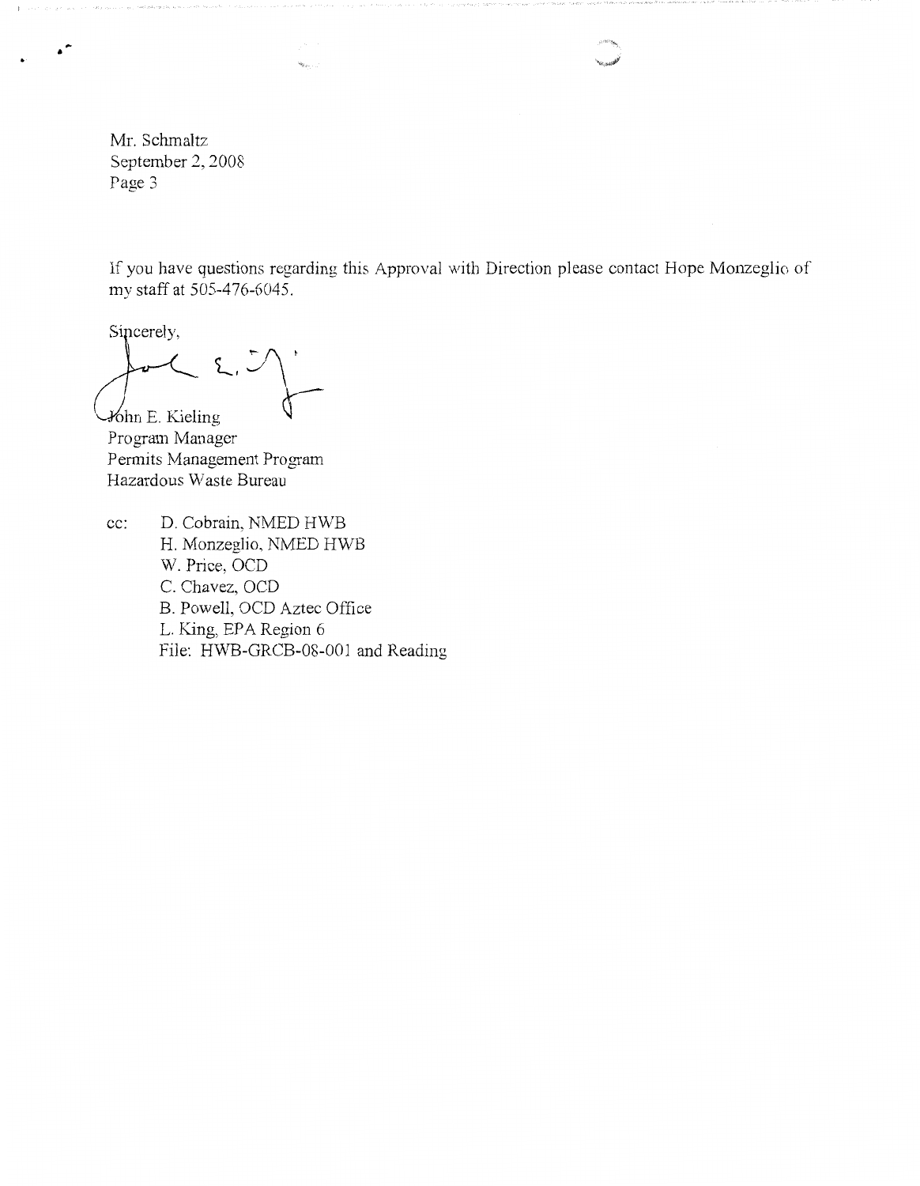Mr. Schmaltz
September 2, 2008
Page 3

If you have questions regarding this Approval with Direction please contact Hope Monzeglio of my staff at 505-476-6045.

Sincerely,

John E. Kieling
Program Manager
Permits Management Program
Hazardous Waste Bureau

cc: D. Cobrain, NMED HWB
H. Monzeglio, NMED HWB
W. Price, OCD
C. Chavez, OCD
B. Powell, OCD Aztec Office
L. King, EPA Region 6
File: HWB-GRCB-08-001 and Reading